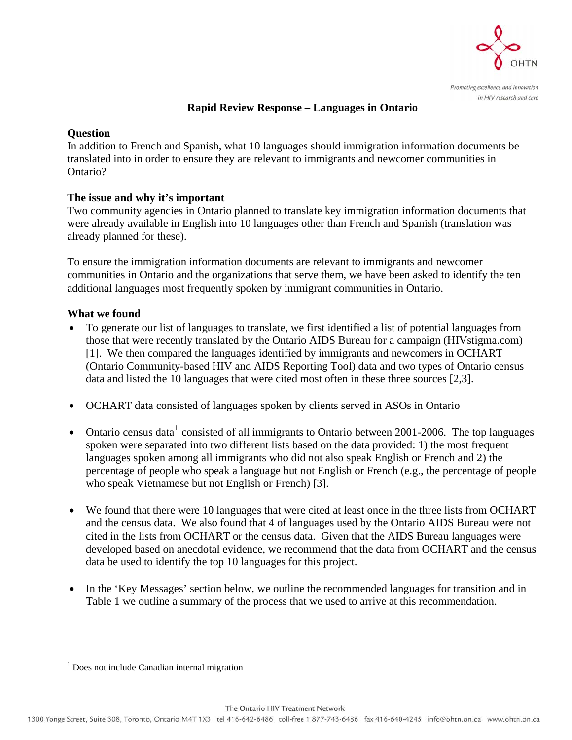# Rapid Review Response – Languages in Ontario

## Question

In addition to French and Spanish, what 10 languages should immigration information documents be translated into in order to ensure they are relevant to immigrants and newcomer communities in Ontario?

## The issue and why it's important

Two community agencies in Ontario planned to translate key immigration information documents that were already available in English into 10 languages other than French and Spanish (translation was already planned for these).

To ensure the immigration information documents are relevant to immigrants and newcomer communities in Ontario and the organizations that serve them, we have been asked to identify the ten additional languages most frequently spoken by immigrant communities in Ontario.

## What we found

- To generate our list of languages to translate, we first identified a list of potential languages from those that were recently translated by the Ontario AIDS Bureau for a campaign (HIVstigma.com) [1]. We then compared the languages identified by immigrants and newcomers in OCHART (Ontario Community-based HIV and AIDS Reporting Tool) data and two types of Ontario census data and listed the 10 languages that were cited most often in these three sources [2,3].

- OCHART data consisted of languages spoken by clients served in ASOs in Ontario

- Ontario census data[1] consisted of all immigrants to Ontario between 2001-2006. The top languages spoken were separated into two different lists based on the data provided: 1) the most frequent languages spoken among all immigrants who did not also speak English or French and 2) the percentage of people who speak a language but not English or French (e.g., the percentage of people who speak Vietnamese but not English or French) [3].

- We found that there were 10 languages that were cited at least once in the three lists from OCHART and the census data. We also found that 4 of languages used by the Ontario AIDS Bureau were not cited in the lists from OCHART or the census data. Given that the AIDS Bureau languages were developed based on anecdotal evidence, we recommend that the data from OCHART and the census data be used to identify the top 10 languages for this project.

- In the 'Key Messages' section below, we outline the recommended languages for transition and in Table 1 we outline a summary of the process that we used to arrive at this recommendation.

---

[1] Does not include Canadian internal migration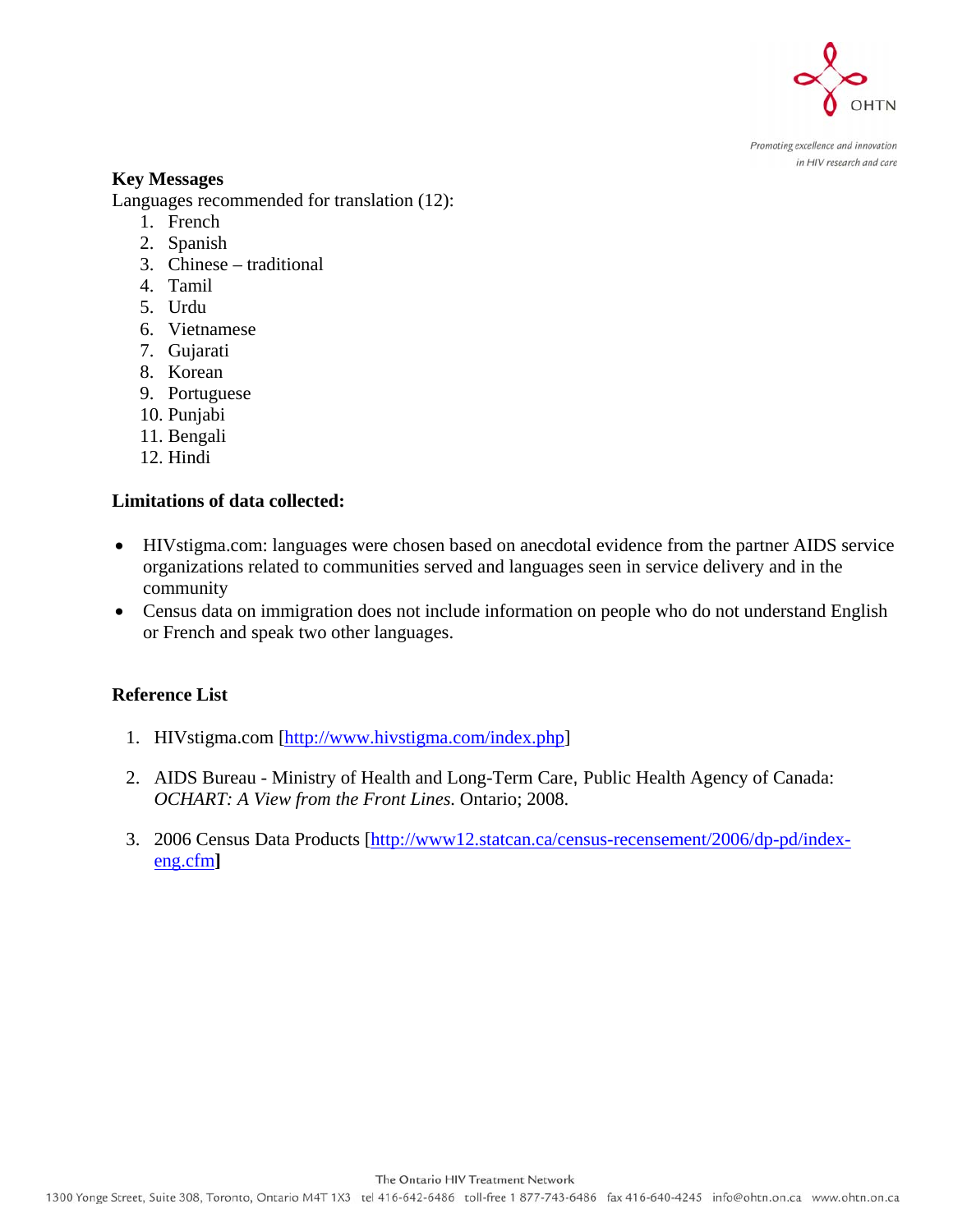**Key Messages**

Languages recommended for translation (12):

1. French
2. Spanish
3. Chinese – traditional
4. Tamil
5. Urdu
6. Vietnamese
7. Gujarati
8. Korean
9. Portuguese
10. Punjabi
11. Bengali
12. Hindi

**Limitations of data collected:**

- HIVstigma.com: languages were chosen based on anecdotal evidence from the partner AIDS service organizations related to communities served and languages seen in service delivery and in the community
- Census data on immigration does not include information on people who do not understand English or French and speak two other languages.

**Reference List**

1. HIVstigma.com [http://www.hivstigma.com/index.php]
2. AIDS Bureau - Ministry of Health and Long-Term Care, Public Health Agency of Canada: *OCHART: A View from the Front Lines.* Ontario; 2008.
3. 2006 Census Data Products [http://www12.statcan.ca/census-recensement/2006/dp-pd/index-eng.cfm]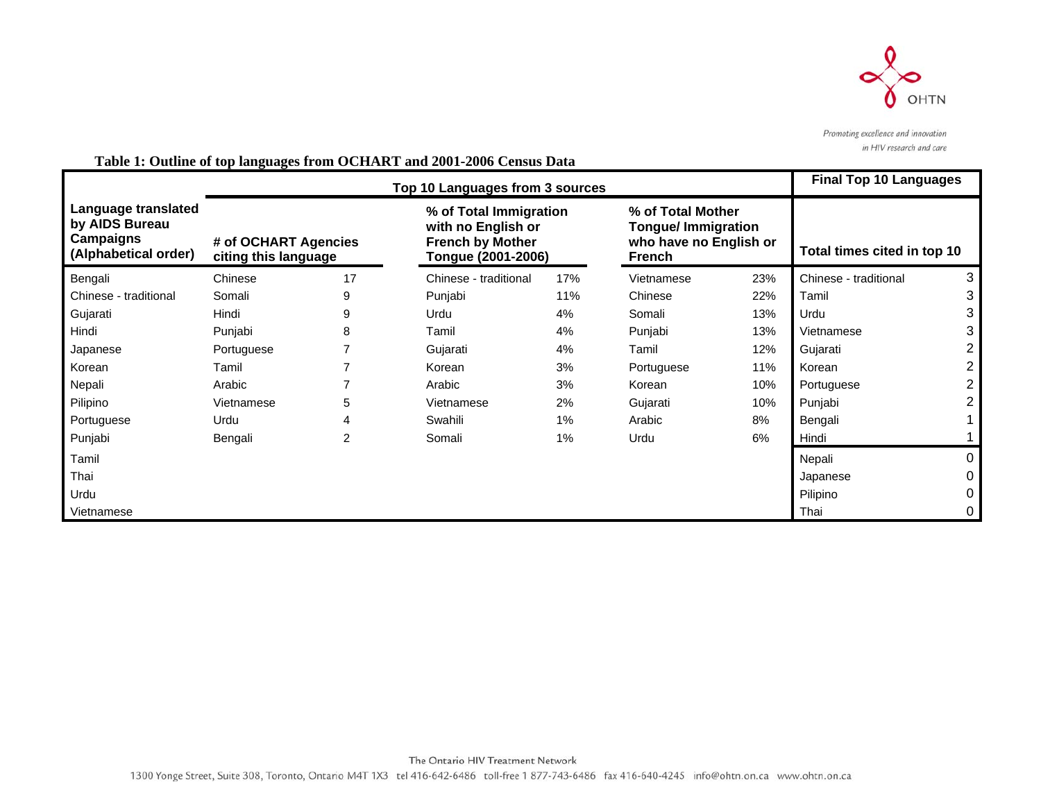**Table 1: Outline of top languages from OCHART and 2001-2006 Census Data**

| | Top 10 Languages from 3 sources | | | | | | Final Top 10 Languages | |
|---|---|---|---|---|---|---|---|---|
| Language translated by AIDS Bureau Campaigns (Alphabetical order) | # of OCHART Agencies citing this language | | % of Total Immigration with no English or French by Mother Tongue (2001-2006) | | % of Total Mother Tongue/ Immigration who have no English or French | | Total times cited in top 10 | |
| Bengali | Chinese | 17 | Chinese - traditional | 17% | Vietnamese | 23% | Chinese - traditional | 3 |
| Chinese - traditional | Somali | 9 | Punjabi | 11% | Chinese | 22% | Tamil | 3 |
| Gujarati | Hindi | 9 | Urdu | 4% | Somali | 13% | Urdu | 3 |
| Hindi | Punjabi | 8 | Tamil | 4% | Punjabi | 13% | Vietnamese | 3 |
| Japanese | Portuguese | 7 | Gujarati | 4% | Tamil | 12% | Gujarati | 2 |
| Korean | Tamil | 7 | Korean | 3% | Portuguese | 11% | Korean | 2 |
| Nepali | Arabic | 7 | Arabic | 3% | Korean | 10% | Portuguese | 2 |
| Pilipino | Vietnamese | 5 | Vietnamese | 2% | Gujarati | 10% | Punjabi | 2 |
| Portuguese | Urdu | 4 | Swahili | 1% | Arabic | 8% | Bengali | 1 |
| Punjabi | Bengali | 2 | Somali | 1% | Urdu | 6% | Hindi | 1 |
| Tamil | | | | | | | Nepali | 0 |
| Thai | | | | | | | Japanese | 0 |
| Urdu | | | | | | | Pilipino | 0 |
| Vietnamese | | | | | | | Thai | 0 |